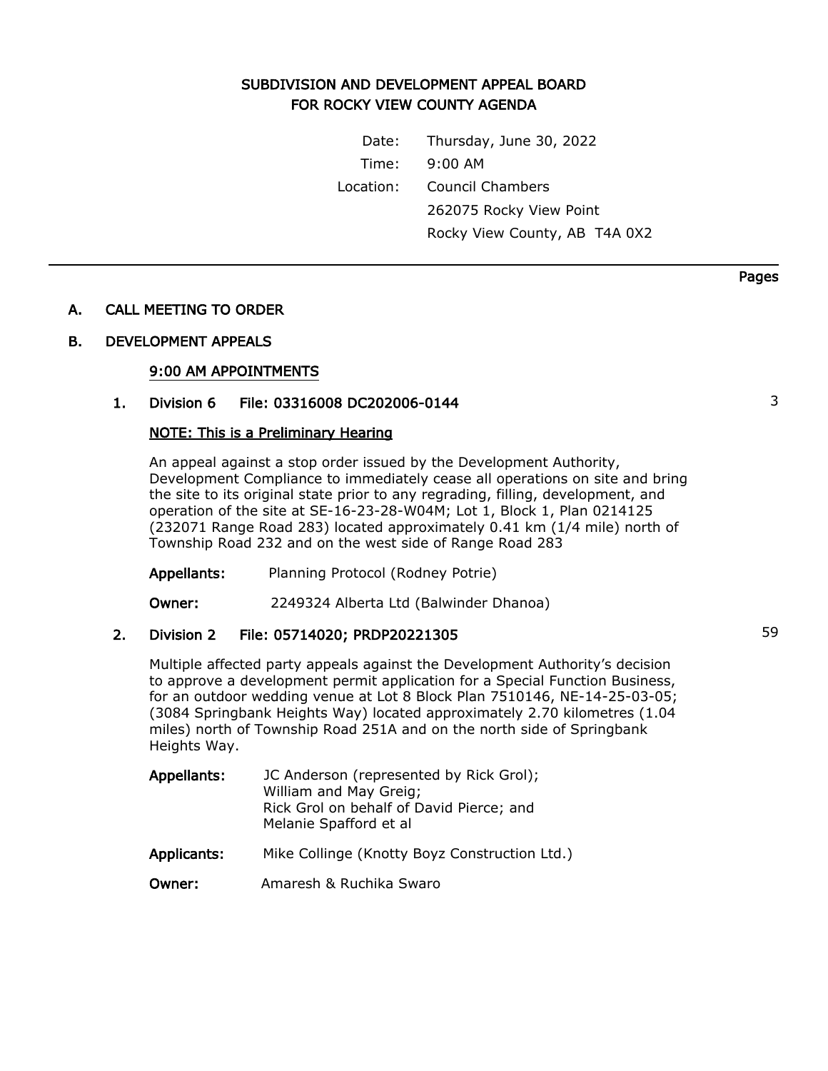# SUBDIVISION AND DEVELOPMENT APPEAL BOARD FOR ROCKY VIEW COUNTY AGENDA

Date: Thursday, June 30, 2022

Time: 9:00 AM

Location: Council Chambers
262075 Rocky View Point
Rocky View County, AB T4A 0X2

---

Pages

## A. CALL MEETING TO ORDER

## B. DEVELOPMENT APPEALS

### 9:00 AM APPOINTMENTS

### 1. Division 6 File: 03316008 DC202006-0144 — 3

**NOTE: This is a Preliminary Hearing**

An appeal against a stop order issued by the Development Authority, Development Compliance to immediately cease all operations on site and bring the site to its original state prior to any regrading, filling, development, and operation of the site at SE-16-23-28-W04M; Lot 1, Block 1, Plan 0214125 (232071 Range Road 283) located approximately 0.41 km (1/4 mile) north of Township Road 232 and on the west side of Range Road 283

**Appellants:** Planning Protocol (Rodney Potrie)

**Owner:** 2249324 Alberta Ltd (Balwinder Dhanoa)

### 2. Division 2 File: 05714020; PRDP20221305 — 59

Multiple affected party appeals against the Development Authority's decision to approve a development permit application for a Special Function Business, for an outdoor wedding venue at Lot 8 Block Plan 7510146, NE-14-25-03-05; (3084 Springbank Heights Way) located approximately 2.70 kilometres (1.04 miles) north of Township Road 251A and on the north side of Springbank Heights Way.

**Appellants:** JC Anderson (represented by Rick Grol);
William and May Greig;
Rick Grol on behalf of David Pierce; and
Melanie Spafford et al

**Applicants:** Mike Collinge (Knotty Boyz Construction Ltd.)

**Owner:** Amaresh & Ruchika Swaro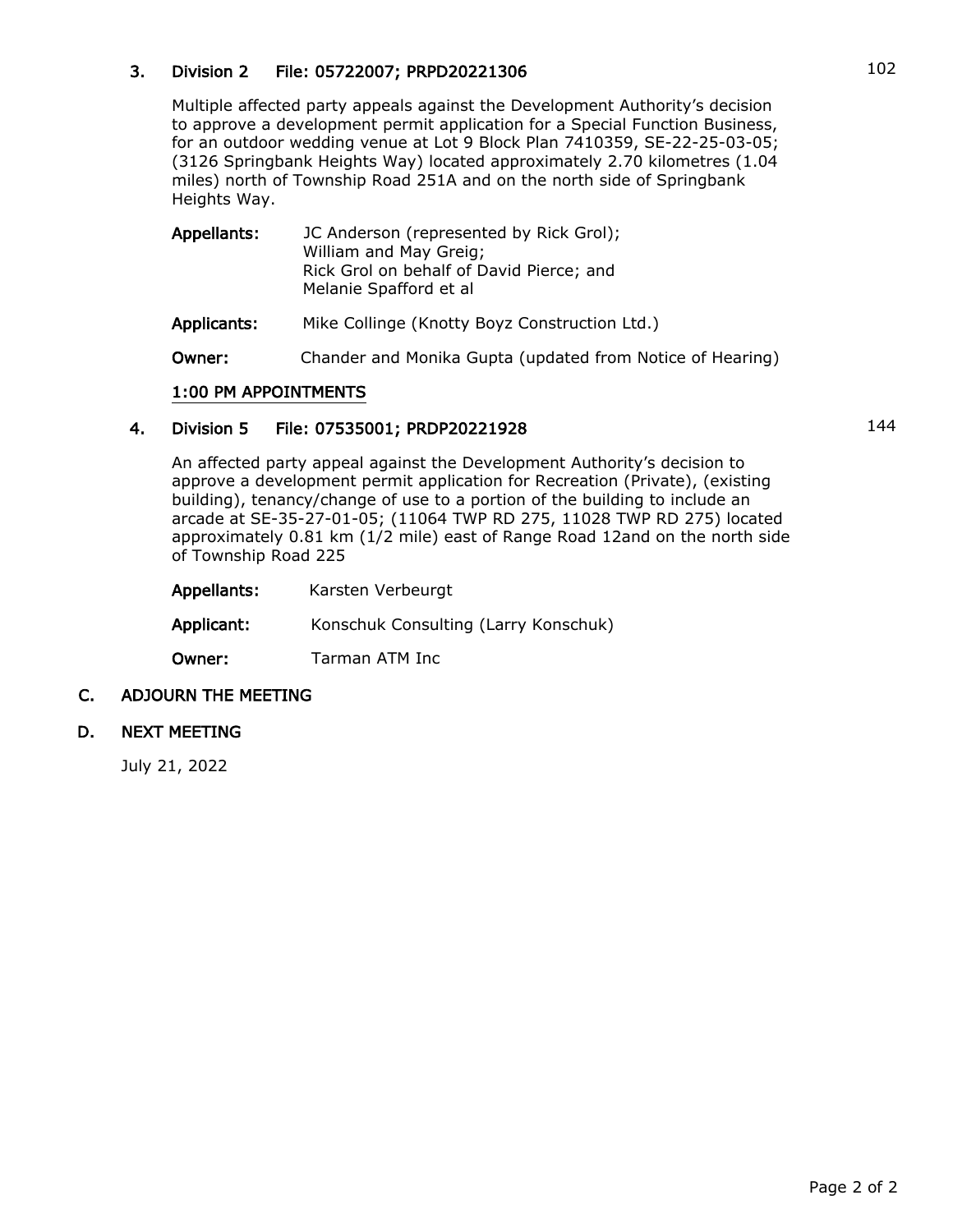3. **Division 2 File: 05722007; PRPD20221306** 102

   Multiple affected party appeals against the Development Authority's decision to approve a development permit application for a Special Function Business, for an outdoor wedding venue at Lot 9 Block Plan 7410359, SE-22-25-03-05; (3126 Springbank Heights Way) located approximately 2.70 kilometres (1.04 miles) north of Township Road 251A and on the north side of Springbank Heights Way.

   **Appellants:** JC Anderson (represented by Rick Grol);
   William and May Greig;
   Rick Grol on behalf of David Pierce; and
   Melanie Spafford et al

   **Applicants:** Mike Collinge (Knotty Boyz Construction Ltd.)

   **Owner:** Chander and Monika Gupta (updated from Notice of Hearing)

   **1:00 PM APPOINTMENTS**

4. **Division 5 File: 07535001; PRDP20221928** 144

   An affected party appeal against the Development Authority's decision to approve a development permit application for Recreation (Private), (existing building), tenancy/change of use to a portion of the building to include an arcade at SE-35-27-01-05; (11064 TWP RD 275, 11028 TWP RD 275) located approximately 0.81 km (1/2 mile) east of Range Road 12and on the north side of Township Road 225

   **Appellants:** Karsten Verbeurgt

   **Applicant:** Konschuk Consulting (Larry Konschuk)

   **Owner:** Tarman ATM Inc

## C. ADJOURN THE MEETING

## D. NEXT MEETING

July 21, 2022